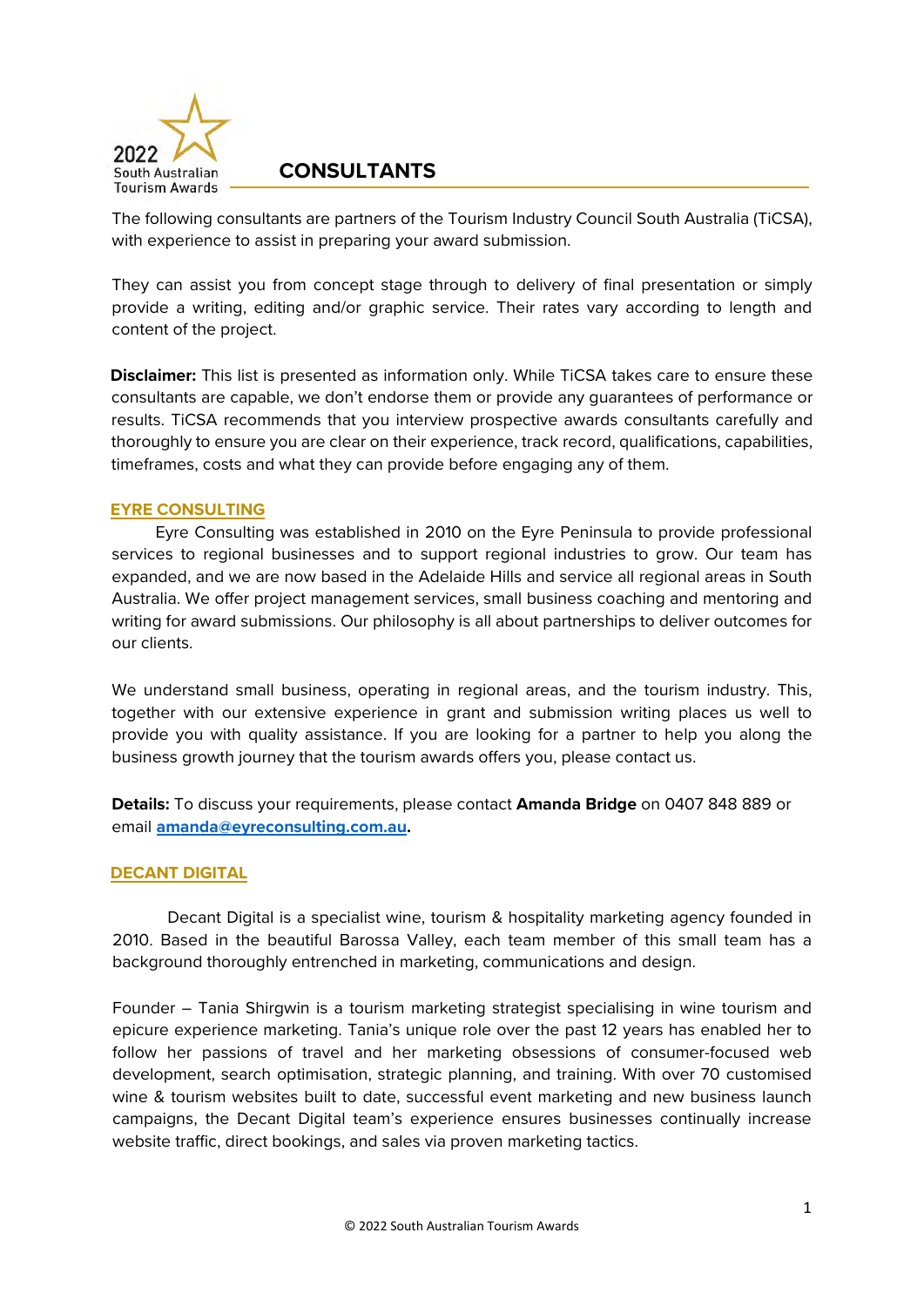2022 South Australian Tourism Awards

# CONSULTANTS

The following consultants are partners of the Tourism Industry Council South Australia (TiCSA), with experience to assist in preparing your award submission.

They can assist you from concept stage through to delivery of final presentation or simply provide a writing, editing and/or graphic service. Their rates vary according to length and content of the project.

**Disclaimer:** This list is presented as information only. While TiCSA takes care to ensure these consultants are capable, we don't endorse them or provide any guarantees of performance or results. TiCSA recommends that you interview prospective awards consultants carefully and thoroughly to ensure you are clear on their experience, track record, qualifications, capabilities, timeframes, costs and what they can provide before engaging any of them.

## EYRE CONSULTING

Eyre Consulting was established in 2010 on the Eyre Peninsula to provide professional services to regional businesses and to support regional industries to grow. Our team has expanded, and we are now based in the Adelaide Hills and service all regional areas in South Australia. We offer project management services, small business coaching and mentoring and writing for award submissions. Our philosophy is all about partnerships to deliver outcomes for our clients.

We understand small business, operating in regional areas, and the tourism industry. This, together with our extensive experience in grant and submission writing places us well to provide you with quality assistance. If you are looking for a partner to help you along the business growth journey that the tourism awards offers you, please contact us.

**Details:** To discuss your requirements, please contact **Amanda Bridge** on 0407 848 889 or email **amanda@eyreconsulting.com.au.**

## DECANT DIGITAL

Decant Digital is a specialist wine, tourism & hospitality marketing agency founded in 2010. Based in the beautiful Barossa Valley, each team member of this small team has a background thoroughly entrenched in marketing, communications and design.

Founder – Tania Shirgwin is a tourism marketing strategist specialising in wine tourism and epicure experience marketing. Tania's unique role over the past 12 years has enabled her to follow her passions of travel and her marketing obsessions of consumer-focused web development, search optimisation, strategic planning, and training. With over 70 customised wine & tourism websites built to date, successful event marketing and new business launch campaigns, the Decant Digital team's experience ensures businesses continually increase website traffic, direct bookings, and sales via proven marketing tactics.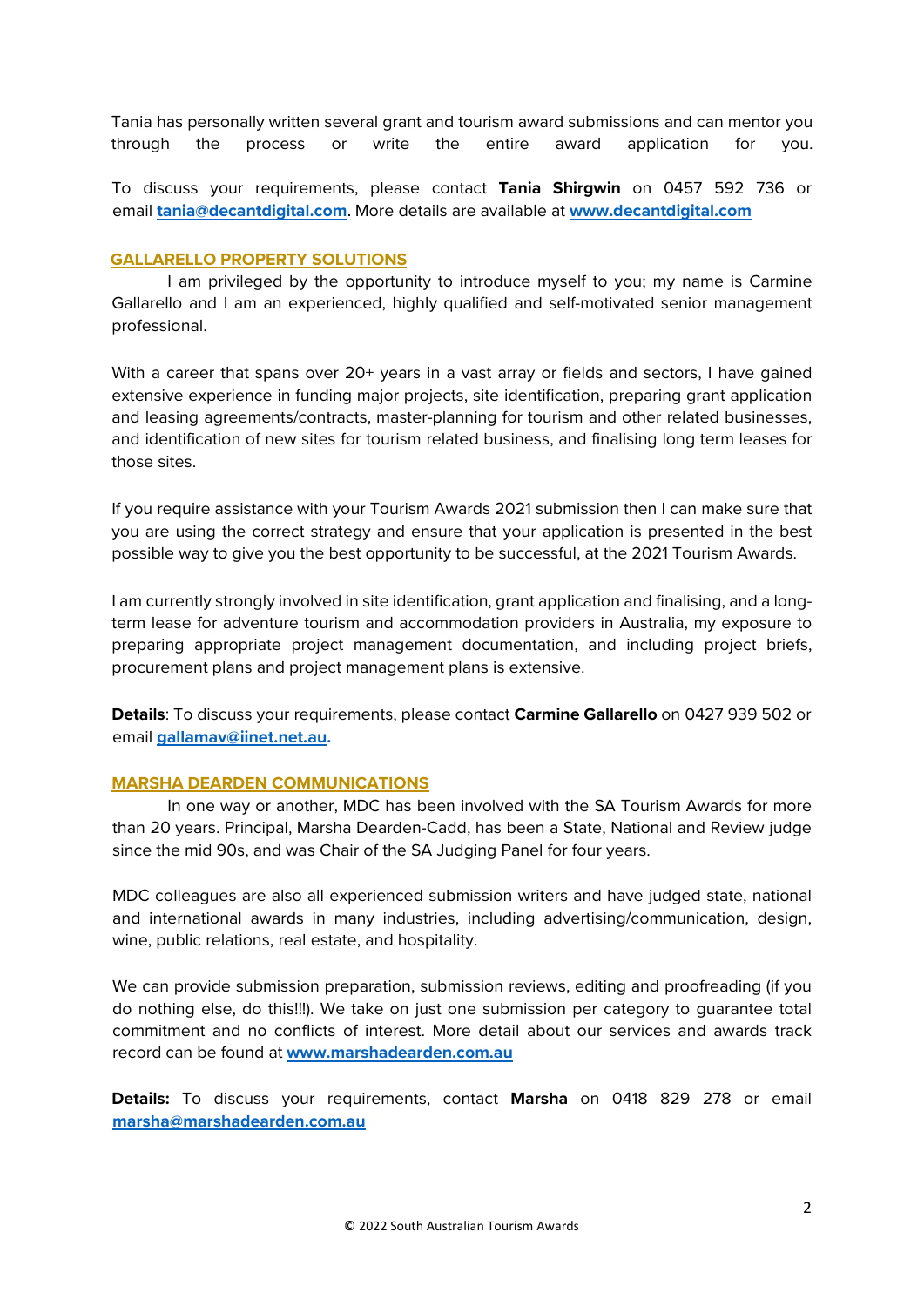Tania has personally written several grant and tourism award submissions and can mentor you through the process or write the entire award application for you.

To discuss your requirements, please contact **Tania Shirgwin** on 0457 592 736 or email **tania@decantdigital.com**. More details are available at **www.decantdigital.com**

## GALLARELLO PROPERTY SOLUTIONS

I am privileged by the opportunity to introduce myself to you; my name is Carmine Gallarello and I am an experienced, highly qualified and self-motivated senior management professional.

With a career that spans over 20+ years in a vast array or fields and sectors, I have gained extensive experience in funding major projects, site identification, preparing grant application and leasing agreements/contracts, master-planning for tourism and other related businesses, and identification of new sites for tourism related business, and finalising long term leases for those sites.

If you require assistance with your Tourism Awards 2021 submission then I can make sure that you are using the correct strategy and ensure that your application is presented in the best possible way to give you the best opportunity to be successful, at the 2021 Tourism Awards.

I am currently strongly involved in site identification, grant application and finalising, and a long-term lease for adventure tourism and accommodation providers in Australia, my exposure to preparing appropriate project management documentation, and including project briefs, procurement plans and project management plans is extensive.

**Details**: To discuss your requirements, please contact **Carmine Gallarello** on 0427 939 502 or email **gallamav@iinet.net.au.**

## MARSHA DEARDEN COMMUNICATIONS

In one way or another, MDC has been involved with the SA Tourism Awards for more than 20 years. Principal, Marsha Dearden-Cadd, has been a State, National and Review judge since the mid 90s, and was Chair of the SA Judging Panel for four years.

MDC colleagues are also all experienced submission writers and have judged state, national and international awards in many industries, including advertising/communication, design, wine, public relations, real estate, and hospitality.

We can provide submission preparation, submission reviews, editing and proofreading (if you do nothing else, do this!!!). We take on just one submission per category to guarantee total commitment and no conflicts of interest. More detail about our services and awards track record can be found at **www.marshadearden.com.au**

**Details:** To discuss your requirements, contact **Marsha** on 0418 829 278 or email **marsha@marshadearden.com.au**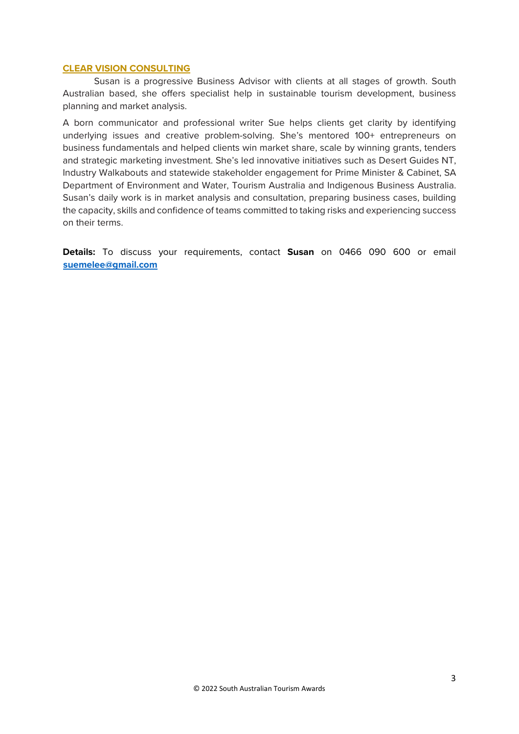## CLEAR VISION CONSULTING

Susan is a progressive Business Advisor with clients at all stages of growth. South Australian based, she offers specialist help in sustainable tourism development, business planning and market analysis.

A born communicator and professional writer Sue helps clients get clarity by identifying underlying issues and creative problem-solving. She's mentored 100+ entrepreneurs on business fundamentals and helped clients win market share, scale by winning grants, tenders and strategic marketing investment. She's led innovative initiatives such as Desert Guides NT, Industry Walkabouts and statewide stakeholder engagement for Prime Minister & Cabinet, SA Department of Environment and Water, Tourism Australia and Indigenous Business Australia. Susan's daily work is in market analysis and consultation, preparing business cases, building the capacity, skills and confidence of teams committed to taking risks and experiencing success on their terms.

**Details:** To discuss your requirements, contact **Susan** on 0466 090 600 or email **suemelee@gmail.com**

© 2022 South Australian Tourism Awards